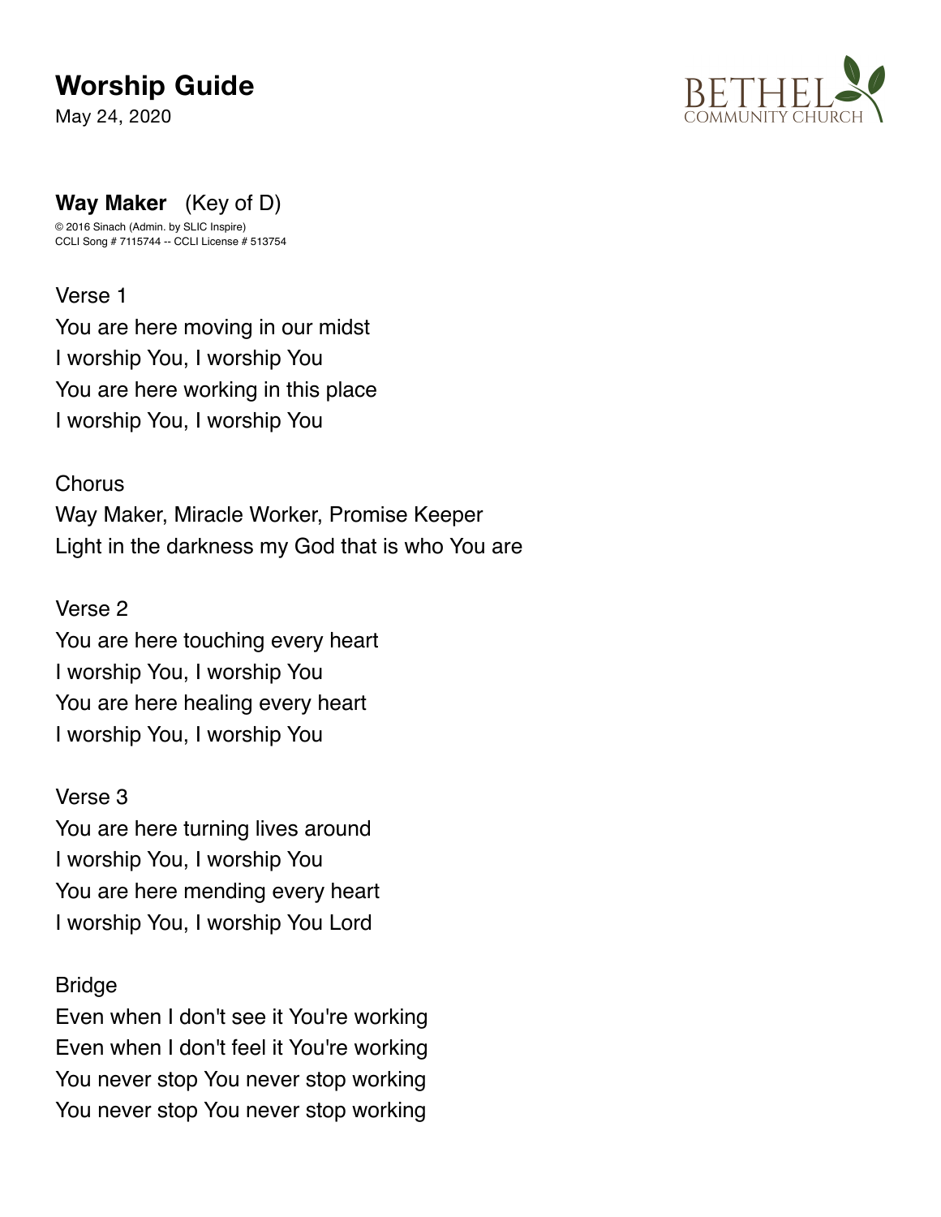# Worship Guide

May 24, 2020

BETHEL COMMUNITY CHURCH

## **Way Maker** (Key of D)

© 2016 Sinach (Admin. by SLIC Inspire)
CCLI Song # 7115744 -- CCLI License # 513754

Verse 1
You are here moving in our midst
I worship You, I worship You
You are here working in this place
I worship You, I worship You

Chorus
Way Maker, Miracle Worker, Promise Keeper
Light in the darkness my God that is who You are

Verse 2
You are here touching every heart
I worship You, I worship You
You are here healing every heart
I worship You, I worship You

Verse 3
You are here turning lives around
I worship You, I worship You
You are here mending every heart
I worship You, I worship You Lord

Bridge
Even when I don't see it You're working
Even when I don't feel it You're working
You never stop You never stop working
You never stop You never stop working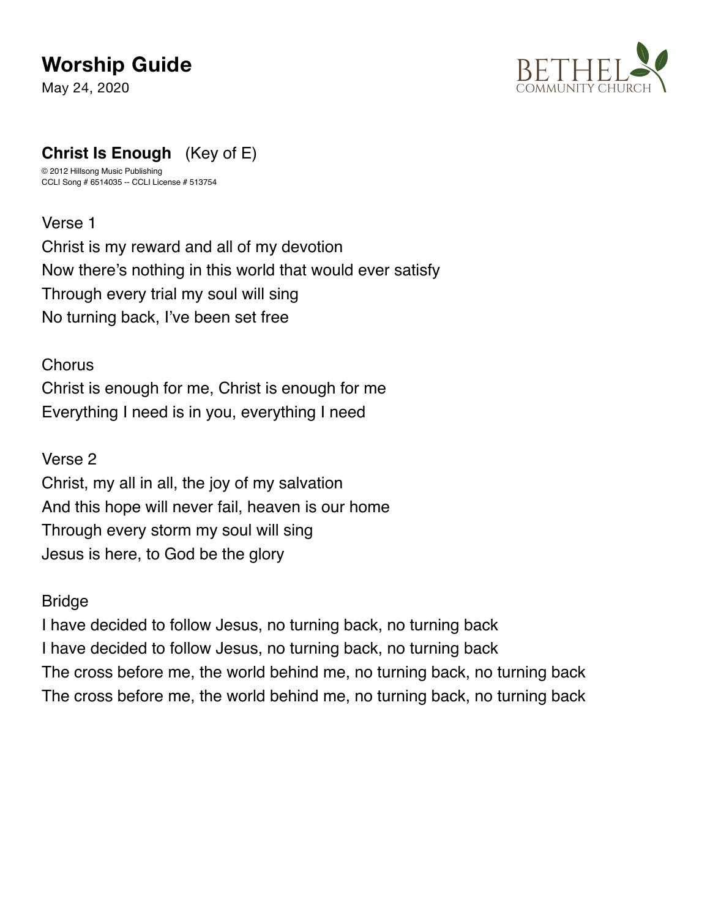# Worship Guide

May 24, 2020

BETHEL COMMUNITY CHURCH

## **Christ Is Enough** (Key of E)

© 2012 Hillsong Music Publishing
CCLI Song # 6514035 -- CCLI License # 513754

Verse 1
Christ is my reward and all of my devotion
Now there's nothing in this world that would ever satisfy
Through every trial my soul will sing
No turning back, I've been set free

Chorus
Christ is enough for me, Christ is enough for me
Everything I need is in you, everything I need

Verse 2
Christ, my all in all, the joy of my salvation
And this hope will never fail, heaven is our home
Through every storm my soul will sing
Jesus is here, to God be the glory

Bridge
I have decided to follow Jesus, no turning back, no turning back
I have decided to follow Jesus, no turning back, no turning back
The cross before me, the world behind me, no turning back, no turning back
The cross before me, the world behind me, no turning back, no turning back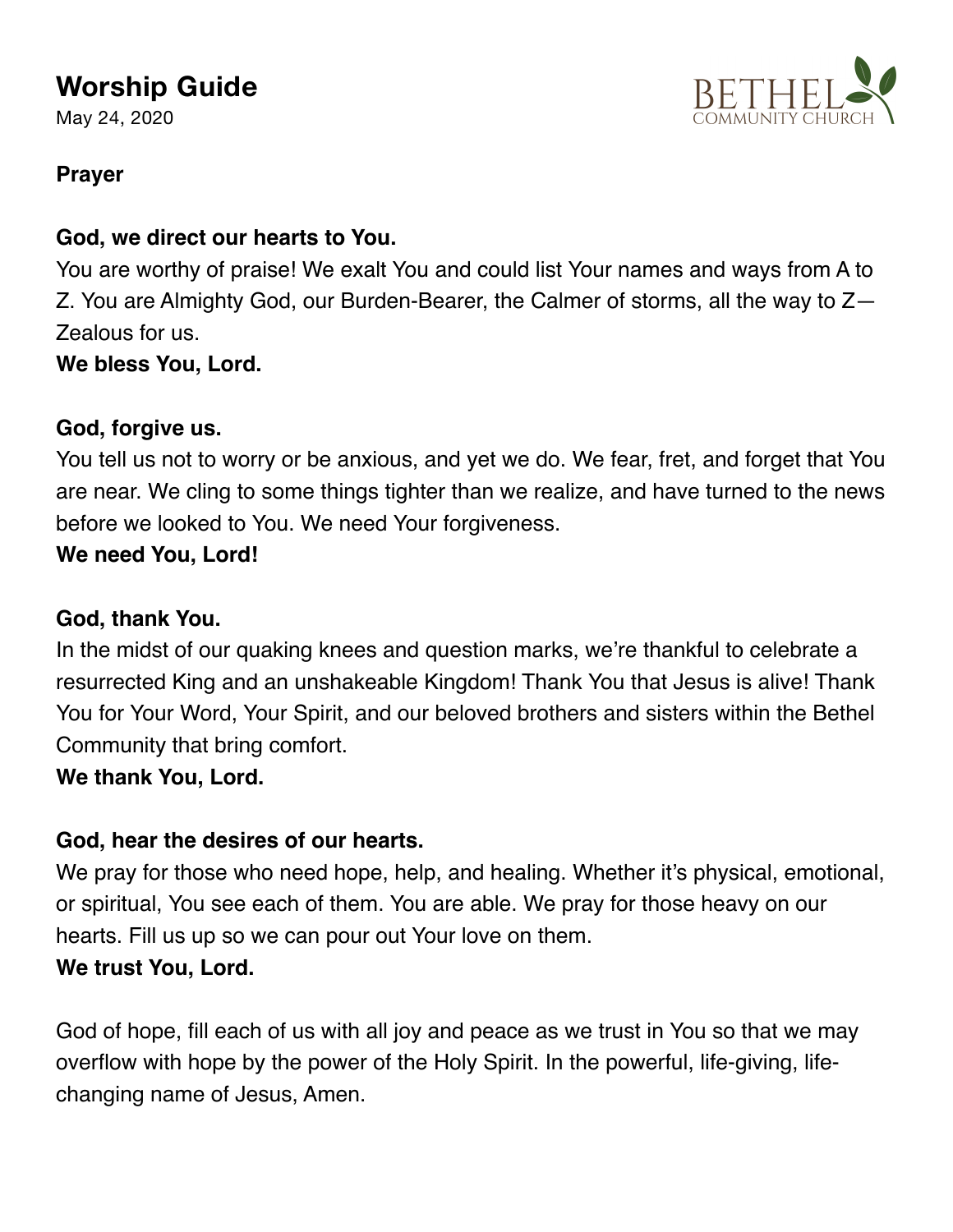# Worship Guide

May 24, 2020

**Prayer**

**God, we direct our hearts to You.**
You are worthy of praise! We exalt You and could list Your names and ways from A to Z. You are Almighty God, our Burden-Bearer, the Calmer of storms, all the way to Z—Zealous for us.
**We bless You, Lord.**

**God, forgive us.**
You tell us not to worry or be anxious, and yet we do. We fear, fret, and forget that You are near. We cling to some things tighter than we realize, and have turned to the news before we looked to You. We need Your forgiveness.
**We need You, Lord!**

**God, thank You.**
In the midst of our quaking knees and question marks, we're thankful to celebrate a resurrected King and an unshakeable Kingdom! Thank You that Jesus is alive! Thank You for Your Word, Your Spirit, and our beloved brothers and sisters within the Bethel Community that bring comfort.
**We thank You, Lord.**

**God, hear the desires of our hearts.**
We pray for those who need hope, help, and healing. Whether it's physical, emotional, or spiritual, You see each of them. You are able. We pray for those heavy on our hearts. Fill us up so we can pour out Your love on them.
**We trust You, Lord.**

God of hope, fill each of us with all joy and peace as we trust in You so that we may overflow with hope by the power of the Holy Spirit. In the powerful, life-giving, life-changing name of Jesus, Amen.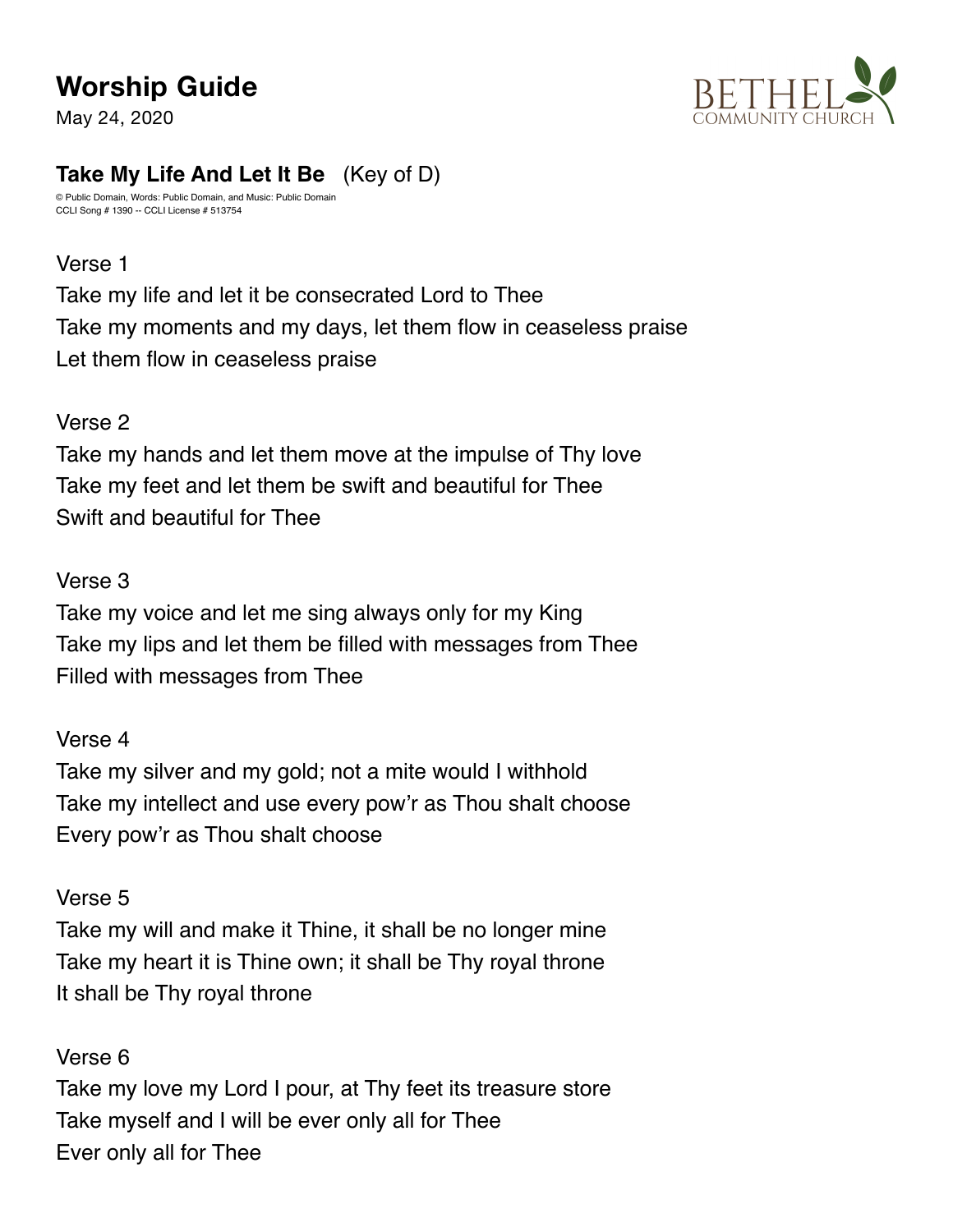# Worship Guide

May 24, 2020

BETHEL COMMUNITY CHURCH

**Take My Life And Let It Be** (Key of D)

© Public Domain, Words: Public Domain, and Music: Public Domain
CCLI Song # 1390 -- CCLI License # 513754

Verse 1
Take my life and let it be consecrated Lord to Thee
Take my moments and my days, let them flow in ceaseless praise
Let them flow in ceaseless praise

Verse 2
Take my hands and let them move at the impulse of Thy love
Take my feet and let them be swift and beautiful for Thee
Swift and beautiful for Thee

Verse 3
Take my voice and let me sing always only for my King
Take my lips and let them be filled with messages from Thee
Filled with messages from Thee

Verse 4
Take my silver and my gold; not a mite would I withhold
Take my intellect and use every pow'r as Thou shalt choose
Every pow'r as Thou shalt choose

Verse 5
Take my will and make it Thine, it shall be no longer mine
Take my heart it is Thine own; it shall be Thy royal throne
It shall be Thy royal throne

Verse 6
Take my love my Lord I pour, at Thy feet its treasure store
Take myself and I will be ever only all for Thee
Ever only all for Thee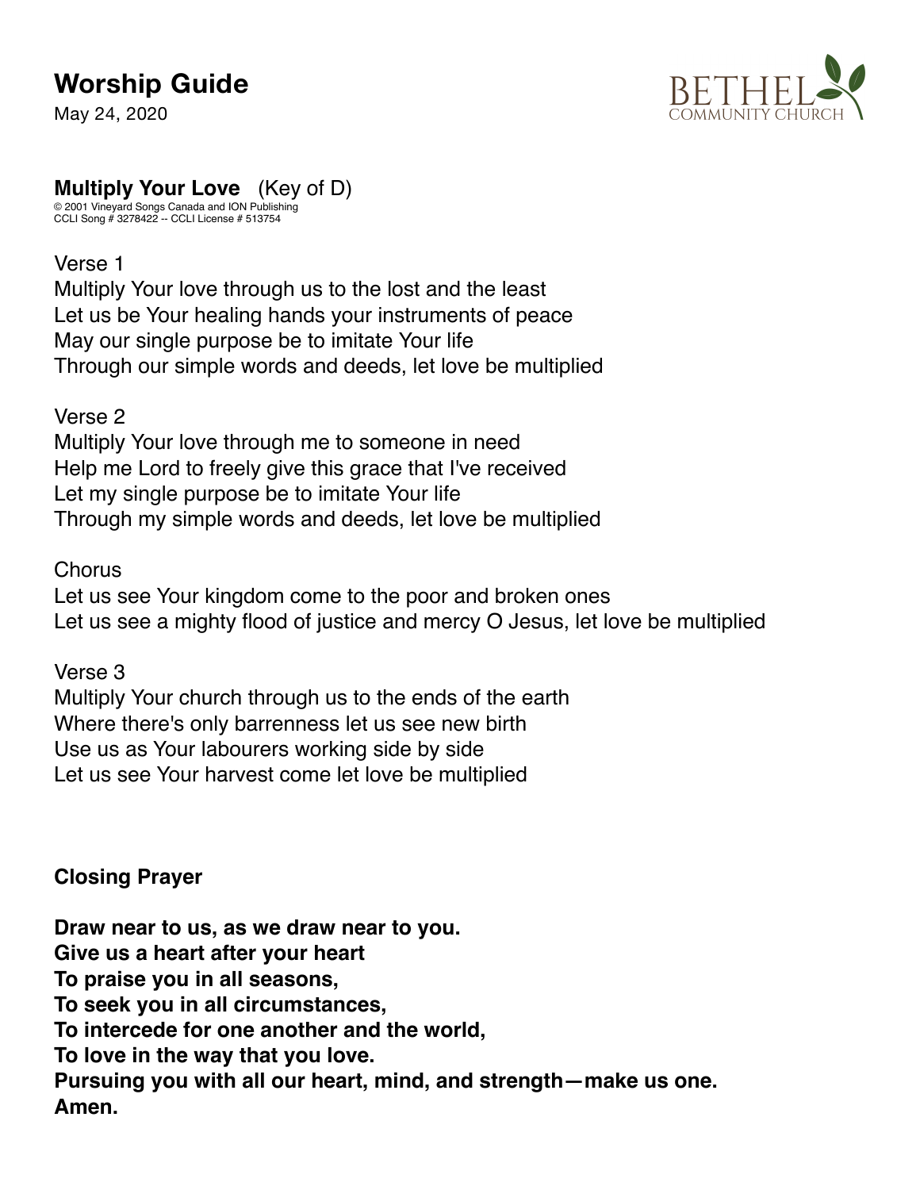# Worship Guide

May 24, 2020

BETHEL COMMUNITY CHURCH

**Multiply Your Love** (Key of D)
© 2001 Vineyard Songs Canada and ION Publishing
CCLI Song # 3278422 -- CCLI License # 513754

Verse 1
Multiply Your love through us to the lost and the least
Let us be Your healing hands your instruments of peace
May our single purpose be to imitate Your life
Through our simple words and deeds, let love be multiplied

Verse 2
Multiply Your love through me to someone in need
Help me Lord to freely give this grace that I've received
Let my single purpose be to imitate Your life
Through my simple words and deeds, let love be multiplied

Chorus
Let us see Your kingdom come to the poor and broken ones
Let us see a mighty flood of justice and mercy O Jesus, let love be multiplied

Verse 3
Multiply Your church through us to the ends of the earth
Where there's only barrenness let us see new birth
Use us as Your labourers working side by side
Let us see Your harvest come let love be multiplied

**Closing Prayer**

**Draw near to us, as we draw near to you.**
**Give us a heart after your heart**
**To praise you in all seasons,**
**To seek you in all circumstances,**
**To intercede for one another and the world,**
**To love in the way that you love.**
**Pursuing you with all our heart, mind, and strength—make us one.**
**Amen.**